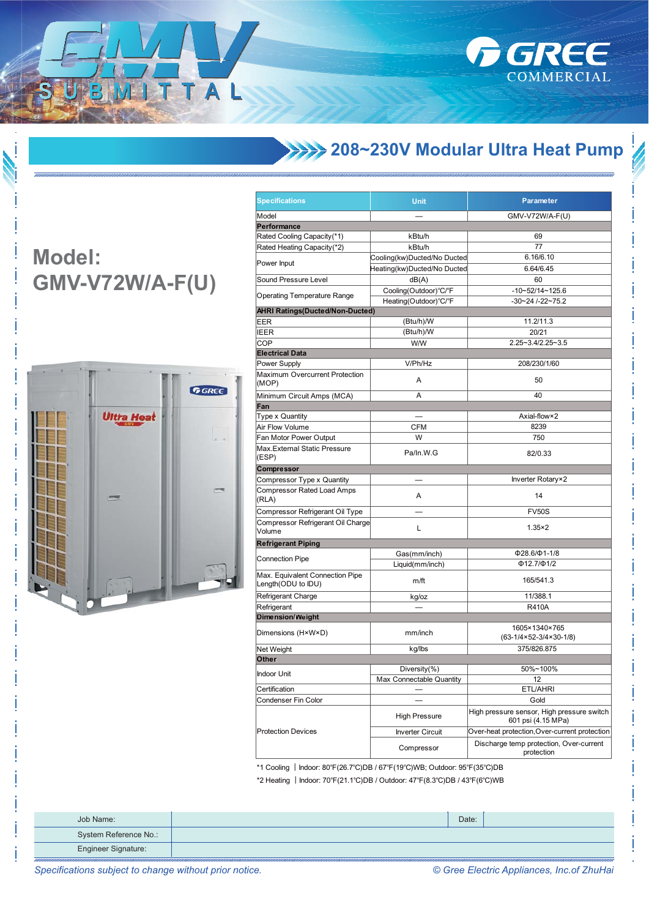# GMV SUBMITTAL

GREE COMMERCIAL

## 208~230V Modular Ultra Heat Pump

## Model: GMV-V72W/A-F(U)

| Specifications | Unit | Parameter |
|---|---|---|
| Model | — | GMV-V72W/A-F(U) |
| **Performance** | | |
| Rated Cooling Capacity(*1) | kBtu/h | 69 |
| Rated Heating Capacity(*2) | kBtu/h | 77 |
| Power Input | Cooling(kw)Ducted/No Ducted | 6.16/6.10 |
| | Heating(kw)Ducted/No Ducted | 6.64/6.45 |
| Sound Pressure Level | dB(A) | 60 |
| Operating Temperature Range | Cooling(Outdoor)°C/°F | -10~52/14~125.6 |
| | Heating(Outdoor)°C/°F | -30~24 /-22~75.2 |
| **AHRI Ratings(Ducted/Non-Ducted)** | | |
| EER | (Btu/h)/W | 11.2/11.3 |
| IEER | (Btu/h)/W | 20/21 |
| COP | W/W | 2.25~3.4/2.25~3.5 |
| **Electrical Data** | | |
| Power Supply | V/Ph/Hz | 208/230/1/60 |
| Maximum Overcurrent Protection (MOP) | A | 50 |
| Minimum Circuit Amps (MCA) | A | 40 |
| **Fan** | | |
| Type x Quantity | — | Axial-flow×2 |
| Air Flow Volume | CFM | 8239 |
| Fan Motor Power Output | W | 750 |
| Max.External Static Pressure (ESP) | Pa/In.W.G | 82/0.33 |
| **Compressor** | | |
| Compressor Type x Quantity | — | Inverter Rotary×2 |
| Compressor Rated Load Amps (RLA) | A | 14 |
| Compressor Refrigerant Oil Type | — | FV50S |
| Compressor Refrigerant Oil Charge Volume | L | 1.35×2 |
| **Refrigerant Piping** | | |
| Connection Pipe | Gas(mm/inch) | Φ28.6/Φ1-1/8 |
| | Liquid(mm/inch) | Φ12.7/Φ1/2 |
| Max. Equivalent Connection Pipe Length(ODU to IDU) | m/ft | 165/541.3 |
| Refrigerant Charge | kg/oz | 11/388.1 |
| Refrigerant | — | R410A |
| **Dimension/Weight** | | |
| Dimensions (H×W×D) | mm/inch | 1605×1340×765 (63-1/4×52-3/4×30-1/8) |
| Net Weight | kg/lbs | 375/826.875 |
| **Other** | | |
| Indoor Unit | Diversity(%) | 50%~100% |
| | Max Connectable Quantity | 12 |
| Certification | — | ETL/AHRI |
| Condenser Fin Color | — | Gold |
| Protection Devices | High Pressure | High pressure sensor, High pressure switch 601 psi (4.15 MPa) |
| | Inverter Circuit | Over-heat protection,Over-current protection |
| | Compressor | Discharge temp protection, Over-current protection |

*1 Cooling | Indoor: 80°F(26.7°C)DB / 67°F(19°C)WB; Outdoor: 95°F(35°C)DB

*2 Heating | Indoor: 70°F(21.1°C)DB / Outdoor: 47°F(8.3°C)DB / 43°F(6°C)WB

| Job Name: | | Date: | |
|---|---|---|---|
| System Reference No.: | | | |
| Engineer Signature: | | | |

*Specifications subject to change without prior notice.*

*© Gree Electric Appliances, Inc.of ZhuHai*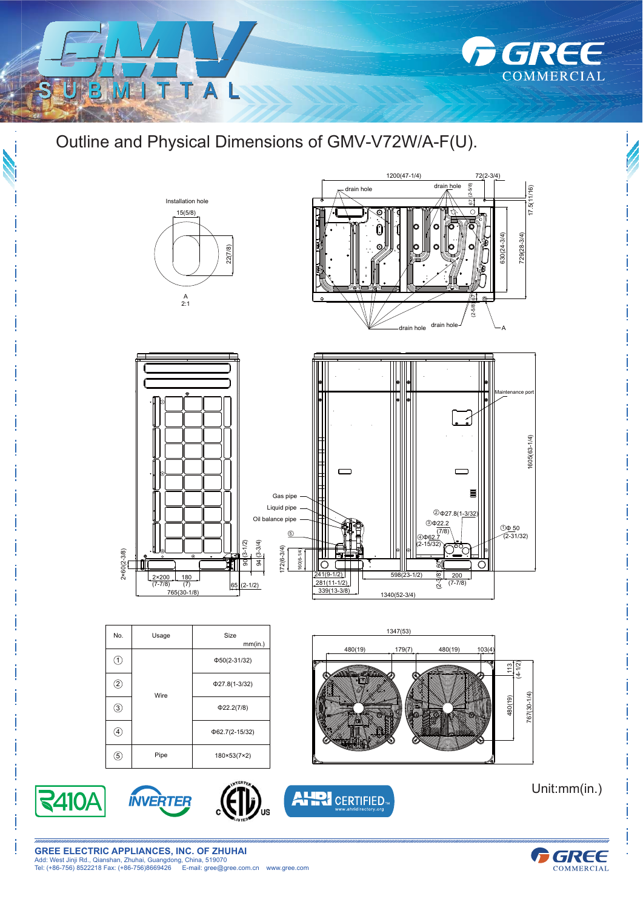# Outline and Physical Dimensions of GMV-V72W/A-F(U).

Installation hole
15(5/8)
22(7/8)
A
2:1

1200(47-1/4)
72(2-3/4)
drain hole
drain hole
67 (2-5/8)
17.5(11/16)
630(24-3/4)
729(28-3/4)
67 (2-5/8)
drain hole
drain hole
A

Maintenance port
1605(63-1/4)
Gas pipe
Liquid pipe
Oil balance pipe
⑤
②Φ27.8(1-3/32)
③Φ22.2 (7/8)
④Φ62.7 (2-15/32)
①Φ 50 (2-31/32)
2×60(2-3/8)
90(3-1/2)
94(3-3/4)
172(6-3/4)
160(6-1/4)
2×200 (7-7/8)
180 (7)
765(30-1/8)
65 (2-1/2)
241(9-1/2)
281(11-1/2)
339(13-3/8)
598(23-1/2)
60 (2-3/8)
200 (7-7/8)
1340(52-3/4)

| No. | Usage | Size mm(in.) |
|---|---|---|
| ① | Wire | Φ50(2-31/32) |
| ② | | Φ27.8(1-3/32) |
| ③ | | Φ22.2(7/8) |
| ④ | | Φ62.7(2-15/32) |
| ⑤ | Pipe | 180×53(7×2) |

1347(53)
480(19)
179(7)
480(19)
103(4)
113 (4-1/2)
480(19)
767(30-1/4)

Unit:mm(in.)

**GREE ELECTRIC APPLIANCES, INC. OF ZHUHAI**
Add: West Jinji Rd., Qianshan, Zhuhai, Guangdong, China, 519070
Tel: (+86-756) 8522218 Fax: (+86-756)8669426 E-mail: gree@gree.com.cn www.gree.com